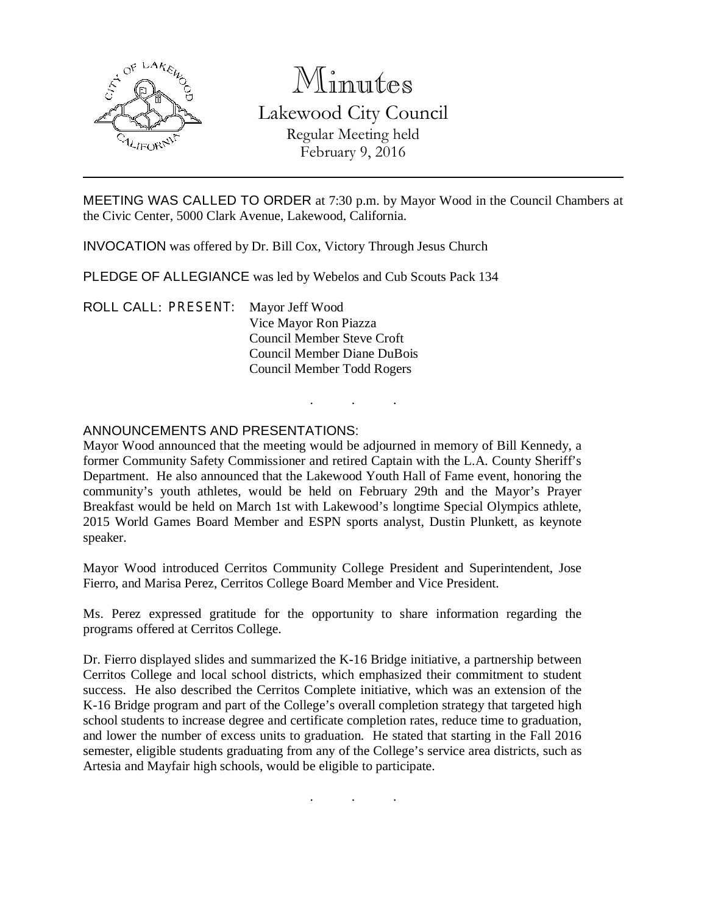# Minutes

## Lakewood City Council

Regular Meeting held
February 9, 2016

---

MEETING WAS CALLED TO ORDER at 7:30 p.m. by Mayor Wood in the Council Chambers at the Civic Center, 5000 Clark Avenue, Lakewood, California.

INVOCATION was offered by Dr. Bill Cox, Victory Through Jesus Church

PLEDGE OF ALLEGIANCE was led by Webelos and Cub Scouts Pack 134

ROLL CALL: PRESENT: Mayor Jeff Wood
Vice Mayor Ron Piazza
Council Member Steve Croft
Council Member Diane DuBois
Council Member Todd Rogers

. . .

ANNOUNCEMENTS AND PRESENTATIONS:

Mayor Wood announced that the meeting would be adjourned in memory of Bill Kennedy, a former Community Safety Commissioner and retired Captain with the L.A. County Sheriff's Department. He also announced that the Lakewood Youth Hall of Fame event, honoring the community's youth athletes, would be held on February 29th and the Mayor's Prayer Breakfast would be held on March 1st with Lakewood's longtime Special Olympics athlete, 2015 World Games Board Member and ESPN sports analyst, Dustin Plunkett, as keynote speaker.

Mayor Wood introduced Cerritos Community College President and Superintendent, Jose Fierro, and Marisa Perez, Cerritos College Board Member and Vice President.

Ms. Perez expressed gratitude for the opportunity to share information regarding the programs offered at Cerritos College.

Dr. Fierro displayed slides and summarized the K-16 Bridge initiative, a partnership between Cerritos College and local school districts, which emphasized their commitment to student success. He also described the Cerritos Complete initiative, which was an extension of the K-16 Bridge program and part of the College's overall completion strategy that targeted high school students to increase degree and certificate completion rates, reduce time to graduation, and lower the number of excess units to graduation. He stated that starting in the Fall 2016 semester, eligible students graduating from any of the College's service area districts, such as Artesia and Mayfair high schools, would be eligible to participate.

. . .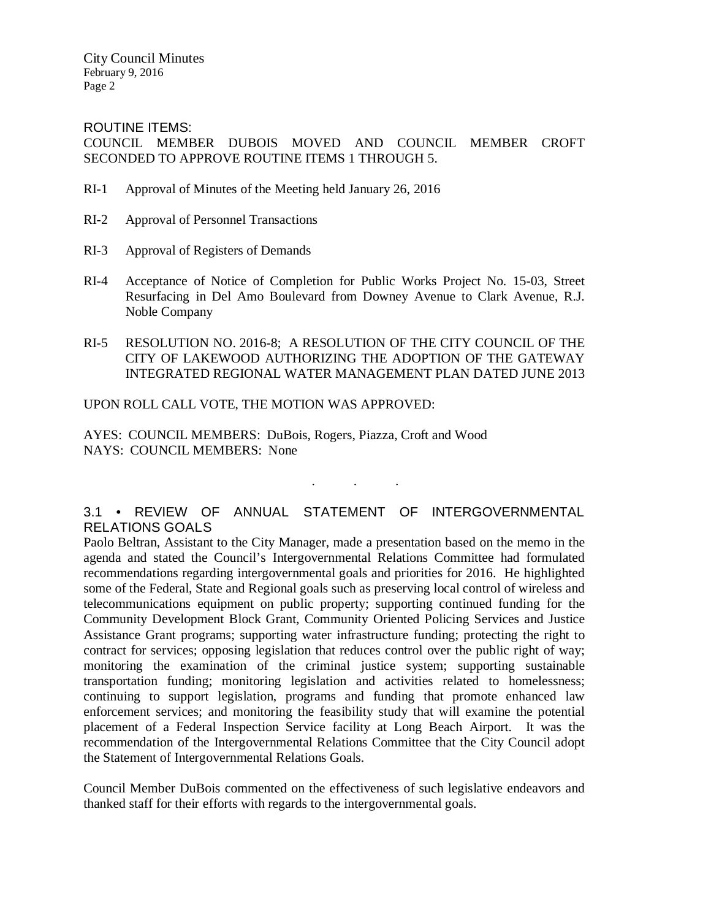ROUTINE ITEMS:

COUNCIL MEMBER DUBOIS MOVED AND COUNCIL MEMBER CROFT SECONDED TO APPROVE ROUTINE ITEMS 1 THROUGH 5.

RI-1 Approval of Minutes of the Meeting held January 26, 2016

RI-2 Approval of Personnel Transactions

RI-3 Approval of Registers of Demands

RI-4 Acceptance of Notice of Completion for Public Works Project No. 15-03, Street Resurfacing in Del Amo Boulevard from Downey Avenue to Clark Avenue, R.J. Noble Company

RI-5 RESOLUTION NO. 2016-8; A RESOLUTION OF THE CITY COUNCIL OF THE CITY OF LAKEWOOD AUTHORIZING THE ADOPTION OF THE GATEWAY INTEGRATED REGIONAL WATER MANAGEMENT PLAN DATED JUNE 2013

UPON ROLL CALL VOTE, THE MOTION WAS APPROVED:

AYES: COUNCIL MEMBERS: DuBois, Rogers, Piazza, Croft and Wood
NAYS: COUNCIL MEMBERS: None

. . .

3.1 • REVIEW OF ANNUAL STATEMENT OF INTERGOVERNMENTAL RELATIONS GOALS

Paolo Beltran, Assistant to the City Manager, made a presentation based on the memo in the agenda and stated the Council's Intergovernmental Relations Committee had formulated recommendations regarding intergovernmental goals and priorities for 2016. He highlighted some of the Federal, State and Regional goals such as preserving local control of wireless and telecommunications equipment on public property; supporting continued funding for the Community Development Block Grant, Community Oriented Policing Services and Justice Assistance Grant programs; supporting water infrastructure funding; protecting the right to contract for services; opposing legislation that reduces control over the public right of way; monitoring the examination of the criminal justice system; supporting sustainable transportation funding; monitoring legislation and activities related to homelessness; continuing to support legislation, programs and funding that promote enhanced law enforcement services; and monitoring the feasibility study that will examine the potential placement of a Federal Inspection Service facility at Long Beach Airport. It was the recommendation of the Intergovernmental Relations Committee that the City Council adopt the Statement of Intergovernmental Relations Goals.

Council Member DuBois commented on the effectiveness of such legislative endeavors and thanked staff for their efforts with regards to the intergovernmental goals.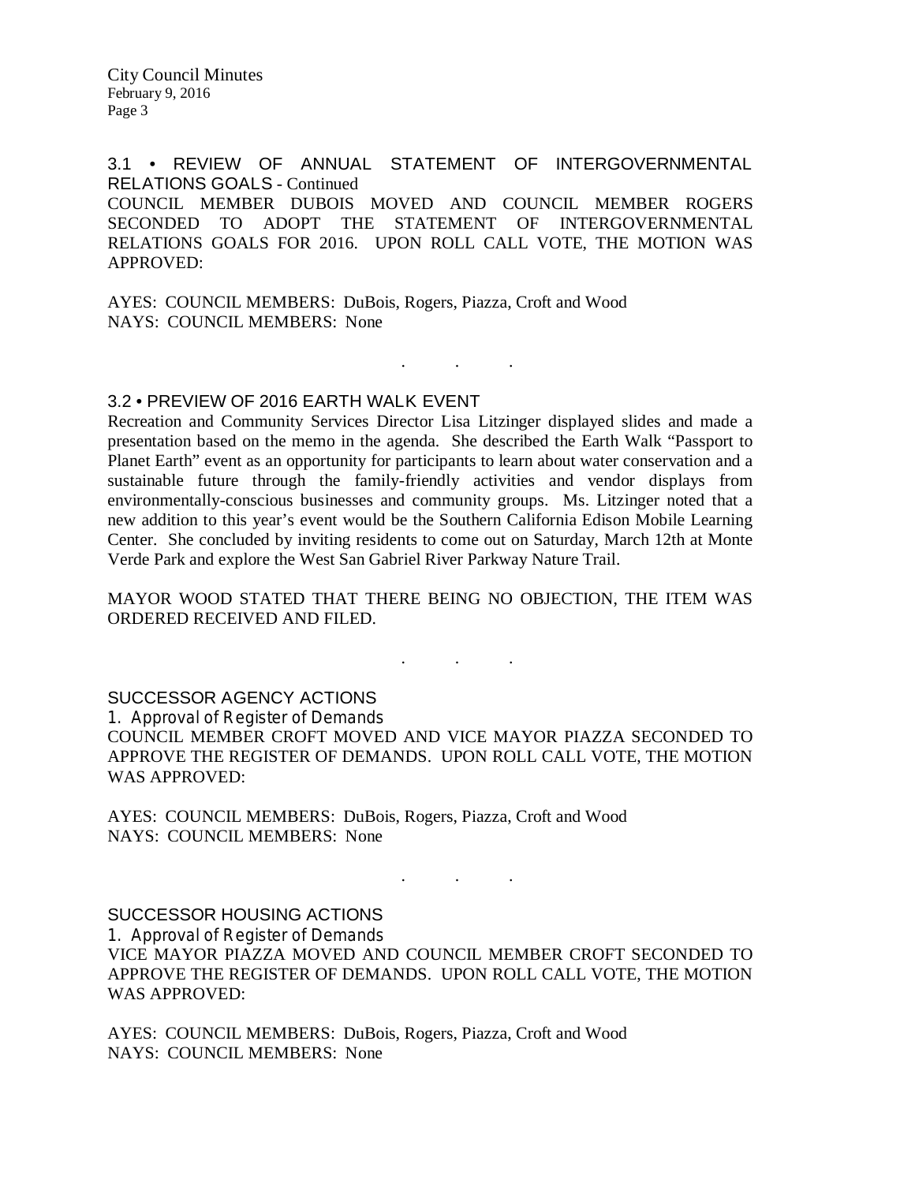### 3.1 • REVIEW OF ANNUAL STATEMENT OF INTERGOVERNMENTAL RELATIONS GOALS - Continued

COUNCIL MEMBER DUBOIS MOVED AND COUNCIL MEMBER ROGERS SECONDED TO ADOPT THE STATEMENT OF INTERGOVERNMENTAL RELATIONS GOALS FOR 2016. UPON ROLL CALL VOTE, THE MOTION WAS APPROVED:

AYES: COUNCIL MEMBERS: DuBois, Rogers, Piazza, Croft and Wood
NAYS: COUNCIL MEMBERS: None

. . .

### 3.2 • PREVIEW OF 2016 EARTH WALK EVENT

Recreation and Community Services Director Lisa Litzinger displayed slides and made a presentation based on the memo in the agenda. She described the Earth Walk "Passport to Planet Earth" event as an opportunity for participants to learn about water conservation and a sustainable future through the family-friendly activities and vendor displays from environmentally-conscious businesses and community groups. Ms. Litzinger noted that a new addition to this year's event would be the Southern California Edison Mobile Learning Center. She concluded by inviting residents to come out on Saturday, March 12th at Monte Verde Park and explore the West San Gabriel River Parkway Nature Trail.

MAYOR WOOD STATED THAT THERE BEING NO OBJECTION, THE ITEM WAS ORDERED RECEIVED AND FILED.

. . .

## SUCCESSOR AGENCY ACTIONS

1. Approval of Register of Demands

COUNCIL MEMBER CROFT MOVED AND VICE MAYOR PIAZZA SECONDED TO APPROVE THE REGISTER OF DEMANDS. UPON ROLL CALL VOTE, THE MOTION WAS APPROVED:

AYES: COUNCIL MEMBERS: DuBois, Rogers, Piazza, Croft and Wood
NAYS: COUNCIL MEMBERS: None

. . .

## SUCCESSOR HOUSING ACTIONS

1. Approval of Register of Demands

VICE MAYOR PIAZZA MOVED AND COUNCIL MEMBER CROFT SECONDED TO APPROVE THE REGISTER OF DEMANDS. UPON ROLL CALL VOTE, THE MOTION WAS APPROVED:

AYES: COUNCIL MEMBERS: DuBois, Rogers, Piazza, Croft and Wood
NAYS: COUNCIL MEMBERS: None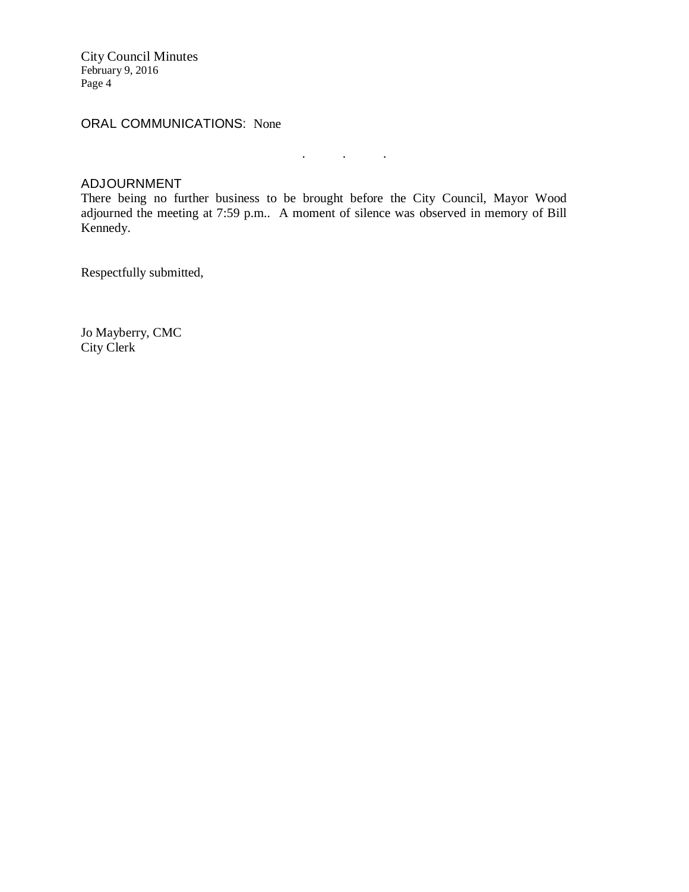ORAL COMMUNICATIONS: None

. . .

ADJOURNMENT

There being no further business to be brought before the City Council, Mayor Wood adjourned the meeting at 7:59 p.m.. A moment of silence was observed in memory of Bill Kennedy.

Respectfully submitted,

Jo Mayberry, CMC
City Clerk